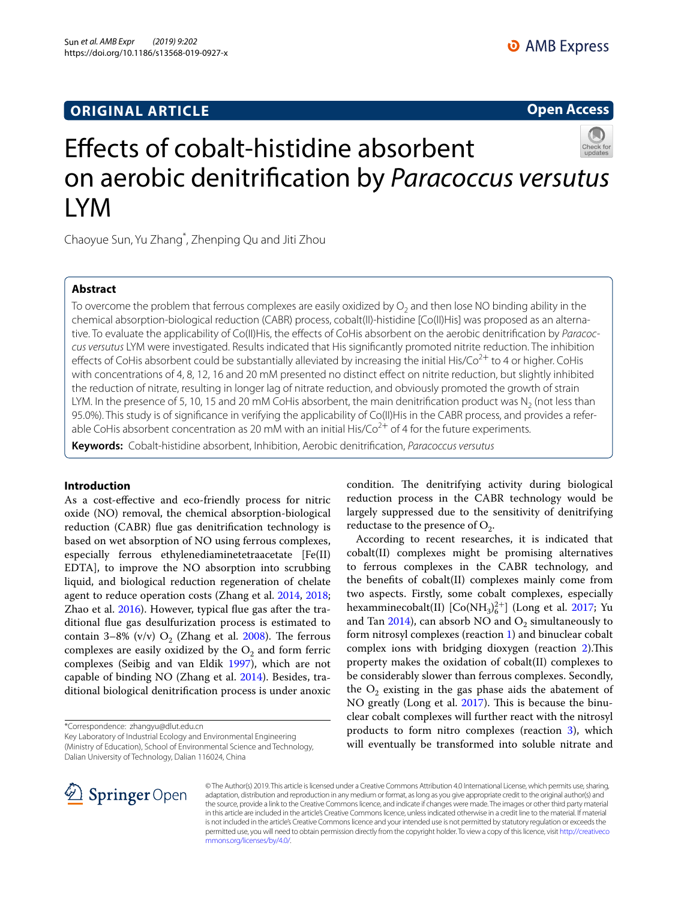ORIGINAL ARTICLE

Open Access

# Effects of cobalt-histidine absorbent on aerobic denitrification by *Paracoccus versutus* LYM

Chaoyue Sun, Yu Zhang*, Zhenping Qu and Jiti Zhou

## Abstract

To overcome the problem that ferrous complexes are easily oxidized by $O_2$ and then lose NO binding ability in the chemical absorption-biological reduction (CABR) process, cobalt(II)-histidine [Co(II)His] was proposed as an alternative. To evaluate the applicability of Co(II)His, the effects of CoHis absorbent on the aerobic denitrification by *Paracoccus versutus* LYM were investigated. Results indicated that His significantly promoted nitrite reduction. The inhibition effects of CoHis absorbent could be substantially alleviated by increasing the initial His/$Co^{2+}$ to 4 or higher. CoHis with concentrations of 4, 8, 12, 16 and 20 mM presented no distinct effect on nitrite reduction, but slightly inhibited the reduction of nitrate, resulting in longer lag of nitrate reduction, and obviously promoted the growth of strain LYM. In the presence of 5, 10, 15 and 20 mM CoHis absorbent, the main denitrification product was $N_2$ (not less than 95.0%). This study is of significance in verifying the applicability of Co(II)His in the CABR process, and provides a referable CoHis absorbent concentration as 20 mM with an initial His/$Co^{2+}$ of 4 for the future experiments.

**Keywords:** Cobalt-histidine absorbent, Inhibition, Aerobic denitrification, *Paracoccus versutus*

## Introduction

As a cost-effective and eco-friendly process for nitric oxide (NO) removal, the chemical absorption-biological reduction (CABR) flue gas denitrification technology is based on wet absorption of NO using ferrous complexes, especially ferrous ethylenediaminetetraacetate [Fe(II) EDTA], to improve the NO absorption into scrubbing liquid, and biological reduction regeneration of chelate agent to reduce operation costs (Zhang et al. 2014, 2018; Zhao et al. 2016). However, typical flue gas after the traditional flue gas desulfurization process is estimated to contain 3–8% (v/v) $O_2$ (Zhang et al. 2008). The ferrous complexes are easily oxidized by the $O_2$ and form ferric complexes (Seibig and van Eldik 1997), which are not capable of binding NO (Zhang et al. 2014). Besides, traditional biological denitrification process is under anoxic condition. The denitrifying activity during biological reduction process in the CABR technology would be largely suppressed due to the sensitivity of denitrifying reductase to the presence of $O_2$.

According to recent researches, it is indicated that cobalt(II) complexes might be promising alternatives to ferrous complexes in the CABR technology, and the benefits of cobalt(II) complexes mainly come from two aspects. Firstly, some cobalt complexes, especially hexamminecobalt(II) [$Co(NH_3)_6^{2+}$] (Long et al. 2017; Yu and Tan 2014), can absorb NO and $O_2$ simultaneously to form nitrosyl complexes (reaction 1) and binuclear cobalt complex ions with bridging dioxygen (reaction 2).This property makes the oxidation of cobalt(II) complexes to be considerably slower than ferrous complexes. Secondly, the $O_2$ existing in the gas phase aids the abatement of NO greatly (Long et al. 2017). This is because the binuclear cobalt complexes will further react with the nitrosyl products to form nitro complexes (reaction 3), which will eventually be transformed into soluble nitrate and

*Correspondence: zhangyu@dlut.edu.cn
Key Laboratory of Industrial Ecology and Environmental Engineering (Ministry of Education), School of Environmental Science and Technology, Dalian University of Technology, Dalian 116024, China

© The Author(s) 2019. This article is licensed under a Creative Commons Attribution 4.0 International License, which permits use, sharing, adaptation, distribution and reproduction in any medium or format, as long as you give appropriate credit to the original author(s) and the source, provide a link to the Creative Commons licence, and indicate if changes were made. The images or other third party material in this article are included in the article's Creative Commons licence, unless indicated otherwise in a credit line to the material. If material is not included in the article's Creative Commons licence and your intended use is not permitted by statutory regulation or exceeds the permitted use, you will need to obtain permission directly from the copyright holder. To view a copy of this licence, visit http://creativecommons.org/licenses/by/4.0/.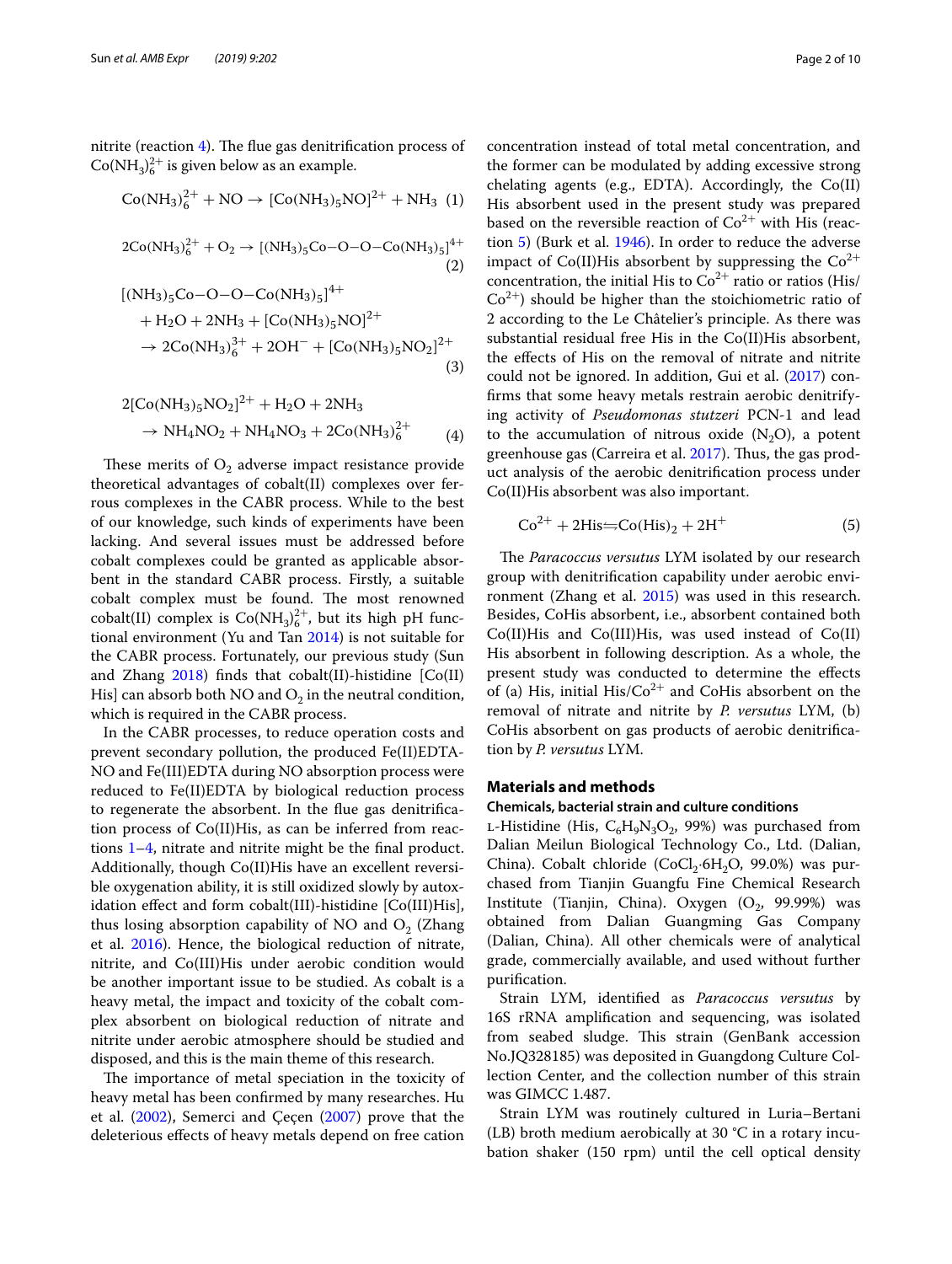nitrite (reaction 4). The flue gas denitrification process of $Co(NH_3)_6^{2+}$ is given below as an example.

$$Co(NH_3)_6^{2+} + NO \rightarrow [Co(NH_3)_5NO]^{2+} + NH_3 \quad (1)$$

$$2Co(NH_3)_6^{2+} + O_2 \rightarrow [(NH_3)_5Co{-}O{-}O{-}Co(NH_3)_5]^{4+} \quad (2)$$

$$[(NH_3)_5Co{-}O{-}O{-}Co(NH_3)_5]^{4+} + H_2O + 2NH_3 + [Co(NH_3)_5NO]^{2+} \rightarrow 2Co(NH_3)_6^{3+} + 2OH^- + [Co(NH_3)_5NO_2]^{2+} \quad (3)$$

$$2[Co(NH_3)_5NO_2]^{2+} + H_2O + 2NH_3 \rightarrow NH_4NO_2 + NH_4NO_3 + 2Co(NH_3)_6^{2+} \quad (4)$$

These merits of $O_2$ adverse impact resistance provide theoretical advantages of cobalt(II) complexes over ferrous complexes in the CABR process. While to the best of our knowledge, such kinds of experiments have been lacking. And several issues must be addressed before cobalt complexes could be granted as applicable absorbent in the standard CABR process. Firstly, a suitable cobalt complex must be found. The most renowned cobalt(II) complex is $Co(NH_3)_6^{2+}$, but its high pH functional environment (Yu and Tan 2014) is not suitable for the CABR process. Fortunately, our previous study (Sun and Zhang 2018) finds that cobalt(II)-histidine [Co(II) His] can absorb both NO and $O_2$ in the neutral condition, which is required in the CABR process.

In the CABR processes, to reduce operation costs and prevent secondary pollution, the produced Fe(II)EDTA-NO and Fe(III)EDTA during NO absorption process were reduced to Fe(II)EDTA by biological reduction process to regenerate the absorbent. In the flue gas denitrification process of Co(II)His, as can be inferred from reactions 1–4, nitrate and nitrite might be the final product. Additionally, though Co(II)His have an excellent reversible oxygenation ability, it is still oxidized slowly by autoxidation effect and form cobalt(III)-histidine [Co(III)His], thus losing absorption capability of NO and $O_2$ (Zhang et al. 2016). Hence, the biological reduction of nitrate, nitrite, and Co(III)His under aerobic condition would be another important issue to be studied. As cobalt is a heavy metal, the impact and toxicity of the cobalt complex absorbent on biological reduction of nitrate and nitrite under aerobic atmosphere should be studied and disposed, and this is the main theme of this research.

The importance of metal speciation in the toxicity of heavy metal has been confirmed by many researches. Hu et al. (2002), Semerci and Çeçen (2007) prove that the deleterious effects of heavy metals depend on free cation concentration instead of total metal concentration, and the former can be modulated by adding excessive strong chelating agents (e.g., EDTA). Accordingly, the Co(II)His absorbent used in the present study was prepared based on the reversible reaction of $Co^{2+}$ with His (reaction 5) (Burk et al. 1946). In order to reduce the adverse impact of Co(II)His absorbent by suppressing the $Co^{2+}$ concentration, the initial His to $Co^{2+}$ ratio or ratios (His/$Co^{2+}$) should be higher than the stoichiometric ratio of 2 according to the Le Châtelier's principle. As there was substantial residual free His in the Co(II)His absorbent, the effects of His on the removal of nitrate and nitrite could not be ignored. In addition, Gui et al. (2017) confirms that some heavy metals restrain aerobic denitrifying activity of *Pseudomonas stutzeri* PCN-1 and lead to the accumulation of nitrous oxide ($N_2O$), a potent greenhouse gas (Carreira et al. 2017). Thus, the gas product analysis of the aerobic denitrification process under Co(II)His absorbent was also important.

$$Co^{2+} + 2His \rightleftharpoons Co(His)_2 + 2H^+ \quad (5)$$

The *Paracoccus versutus* LYM isolated by our research group with denitrification capability under aerobic environment (Zhang et al. 2015) was used in this research. Besides, CoHis absorbent, i.e., absorbent contained both Co(II)His and Co(III)His, was used instead of Co(II) His absorbent in following description. As a whole, the present study was conducted to determine the effects of (a) His, initial His/$Co^{2+}$ and CoHis absorbent on the removal of nitrate and nitrite by *P. versutus* LYM, (b) CoHis absorbent on gas products of aerobic denitrification by *P. versutus* LYM.

## Materials and methods

### Chemicals, bacterial strain and culture conditions

L-Histidine (His, $C_6H_9N_3O_2$, 99%) was purchased from Dalian Meilun Biological Technology Co., Ltd. (Dalian, China). Cobalt chloride ($CoCl_2 \cdot 6H_2O$, 99.0%) was purchased from Tianjin Guangfu Fine Chemical Research Institute (Tianjin, China). Oxygen ($O_2$, 99.99%) was obtained from Dalian Guangming Gas Company (Dalian, China). All other chemicals were of analytical grade, commercially available, and used without further purification.

Strain LYM, identified as *Paracoccus versutus* by 16S rRNA amplification and sequencing, was isolated from seabed sludge. This strain (GenBank accession No.JQ328185) was deposited in Guangdong Culture Collection Center, and the collection number of this strain was GIMCC 1.487.

Strain LYM was routinely cultured in Luria–Bertani (LB) broth medium aerobically at 30 °C in a rotary incubation shaker (150 rpm) until the cell optical density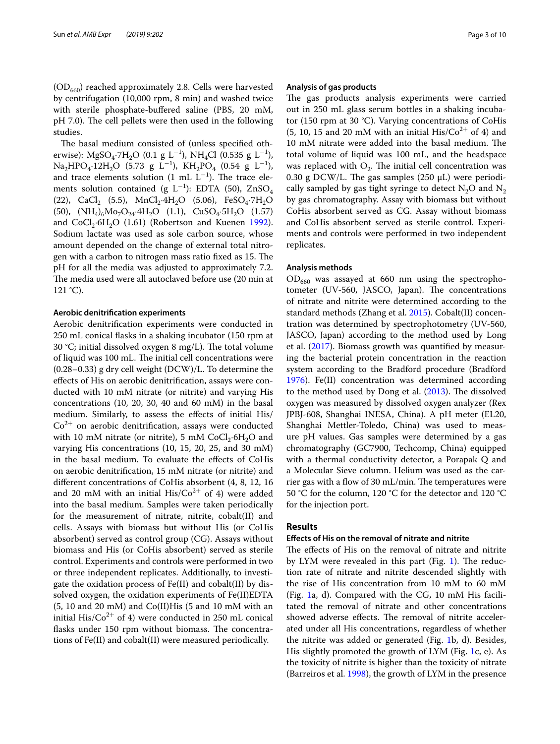($OD_{660}$) reached approximately 2.8. Cells were harvested by centrifugation (10,000 rpm, 8 min) and washed twice with sterile phosphate-buffered saline (PBS, 20 mM, pH 7.0). The cell pellets were then used in the following studies.

The basal medium consisted of (unless specified otherwise): $MgSO_4 \cdot 7H_2O$ (0.1 g $L^{-1}$), $NH_4Cl$ (0.535 g $L^{-1}$), $Na_2HPO_4 \cdot 12H_2O$ (5.73 g $L^{-1}$), $KH_2PO_4$ (0.54 g $L^{-1}$), and trace elements solution (1 mL $L^{-1}$). The trace elements solution contained (g $L^{-1}$): EDTA (50), $ZnSO_4$ (22), $CaCl_2$ (5.5), $MnCl_2 \cdot 4H_2O$ (5.06), $FeSO_4 \cdot 7H_2O$ (50), $(NH_4)_6Mo_7O_{24} \cdot 4H_2O$ (1.1), $CuSO_4 \cdot 5H_2O$ (1.57) and $CoCl_2 \cdot 6H_2O$ (1.61) (Robertson and Kuenen 1992). Sodium lactate was used as sole carbon source, whose amount depended on the change of external total nitrogen with a carbon to nitrogen mass ratio fixed as 15. The pH for all the media was adjusted to approximately 7.2. The media used were all autoclaved before use (20 min at 121 °C).

#### Aerobic denitrification experiments

Aerobic denitrification experiments were conducted in 250 mL conical flasks in a shaking incubator (150 rpm at 30 °C; initial dissolved oxygen 8 mg/L). The total volume of liquid was 100 mL. The initial cell concentrations were (0.28–0.33) g dry cell weight (DCW)/L. To determine the effects of His on aerobic denitrification, assays were conducted with 10 mM nitrate (or nitrite) and varying His concentrations (10, 20, 30, 40 and 60 mM) in the basal medium. Similarly, to assess the effects of initial His/$Co^{2+}$ on aerobic denitrification, assays were conducted with 10 mM nitrate (or nitrite), 5 mM $CoCl_2 \cdot 6H_2O$ and varying His concentrations (10, 15, 20, 25, and 30 mM) in the basal medium. To evaluate the effects of CoHis on aerobic denitrification, 15 mM nitrate (or nitrite) and different concentrations of CoHis absorbent (4, 8, 12, 16 and 20 mM with an initial His/$Co^{2+}$ of 4) were added into the basal medium. Samples were taken periodically for the measurement of nitrate, nitrite, cobalt(II) and cells. Assays with biomass but without His (or CoHis absorbent) served as control group (CG). Assays without biomass and His (or CoHis absorbent) served as sterile control. Experiments and controls were performed in two or three independent replicates. Additionally, to investigate the oxidation process of Fe(II) and cobalt(II) by dissolved oxygen, the oxidation experiments of Fe(II)EDTA (5, 10 and 20 mM) and Co(II)His (5 and 10 mM with an initial His/$Co^{2+}$ of 4) were conducted in 250 mL conical flasks under 150 rpm without biomass. The concentrations of Fe(II) and cobalt(II) were measured periodically.

#### Analysis of gas products

The gas products analysis experiments were carried out in 250 mL glass serum bottles in a shaking incubator (150 rpm at 30 °C). Varying concentrations of CoHis (5, 10, 15 and 20 mM with an initial His/$Co^{2+}$ of 4) and 10 mM nitrate were added into the basal medium. The total volume of liquid was 100 mL, and the headspace was replaced with $O_2$. The initial cell concentration was 0.30 g DCW/L. The gas samples (250 μL) were periodically sampled by gas tight syringe to detect $N_2O$ and $N_2$ by gas chromatography. Assay with biomass but without CoHis absorbent served as CG. Assay without biomass and CoHis absorbent served as sterile control. Experiments and controls were performed in two independent replicates.

#### Analysis methods

$OD_{660}$ was assayed at 660 nm using the spectrophotometer (UV-560, JASCO, Japan). The concentrations of nitrate and nitrite were determined according to the standard methods (Zhang et al. 2015). Cobalt(II) concentration was determined by spectrophotometry (UV-560, JASCO, Japan) according to the method used by Long et al. (2017). Biomass growth was quantified by measuring the bacterial protein concentration in the reaction system according to the Bradford procedure (Bradford 1976). Fe(II) concentration was determined according to the method used by Dong et al. (2013). The dissolved oxygen was measured by dissolved oxygen analyzer (Rex JPBJ-608, Shanghai INESA, China). A pH meter (EL20, Shanghai Mettler-Toledo, China) was used to measure pH values. Gas samples were determined by a gas chromatography (GC7900, Techcomp, China) equipped with a thermal conductivity detector, a Porapak Q and a Molecular Sieve column. Helium was used as the carrier gas with a flow of 30 mL/min. The temperatures were 50 °C for the column, 120 °C for the detector and 120 °C for the injection port.

## Results

#### Effects of His on the removal of nitrate and nitrite

The effects of His on the removal of nitrate and nitrite by LYM were revealed in this part (Fig. 1). The reduction rate of nitrate and nitrite descended slightly with the rise of His concentration from 10 mM to 60 mM (Fig. 1a, d). Compared with the CG, 10 mM His facilitated the removal of nitrate and other concentrations showed adverse effects. The removal of nitrite accelerated under all His concentrations, regardless of whether the nitrite was added or generated (Fig. 1b, d). Besides, His slightly promoted the growth of LYM (Fig. 1c, e). As the toxicity of nitrite is higher than the toxicity of nitrate (Barreiros et al. 1998), the growth of LYM in the presence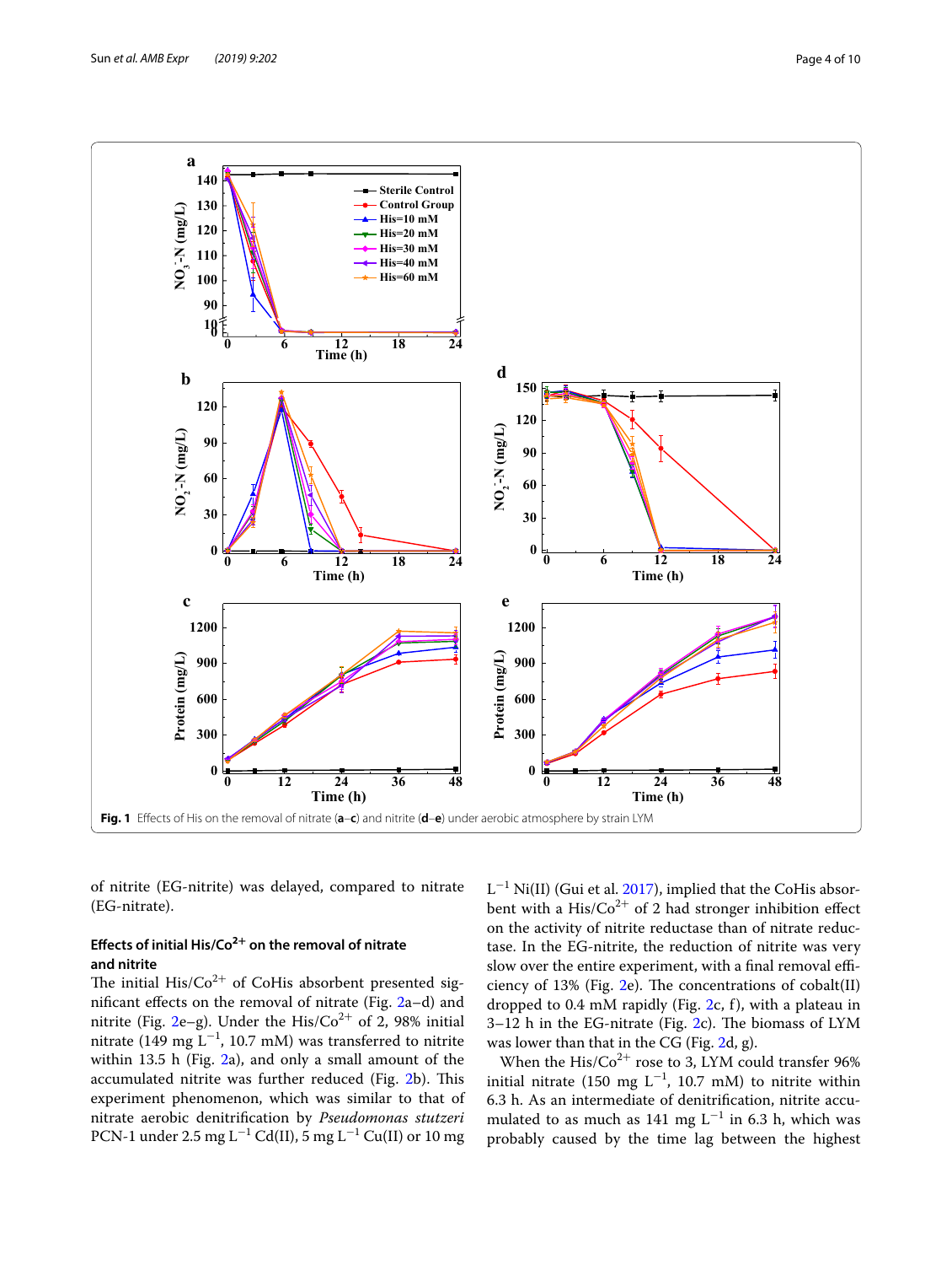Fig. 1 Effects of His on the removal of nitrate (a–c) and nitrite (d–e) under aerobic atmosphere by strain LYM

of nitrite (EG-nitrite) was delayed, compared to nitrate (EG-nitrate).

### Effects of initial His/$Co^{2+}$ on the removal of nitrate and nitrite

The initial His/$Co^{2+}$ of CoHis absorbent presented significant effects on the removal of nitrate (Fig. 2a–d) and nitrite (Fig. 2e–g). Under the His/$Co^{2+}$ of 2, 98% initial nitrate (149 mg $L^{-1}$, 10.7 mM) was transferred to nitrite within 13.5 h (Fig. 2a), and only a small amount of the accumulated nitrite was further reduced (Fig. 2b). This experiment phenomenon, which was similar to that of nitrate aerobic denitrification by *Pseudomonas stutzeri* PCN-1 under 2.5 mg $L^{-1}$ Cd(II), 5 mg $L^{-1}$ Cu(II) or 10 mg $L^{-1}$ Ni(II) (Gui et al. 2017), implied that the CoHis absorbent with a His/$Co^{2+}$ of 2 had stronger inhibition effect on the activity of nitrite reductase than of nitrate reductase. In the EG-nitrite, the reduction of nitrite was very slow over the entire experiment, with a final removal efficiency of 13% (Fig. 2e). The concentrations of cobalt(II) dropped to 0.4 mM rapidly (Fig. 2c, f), with a plateau in 3–12 h in the EG-nitrate (Fig. 2c). The biomass of LYM was lower than that in the CG (Fig. 2d, g).

When the His/$Co^{2+}$ rose to 3, LYM could transfer 96% initial nitrate (150 mg $L^{-1}$, 10.7 mM) to nitrite within 6.3 h. As an intermediate of denitrification, nitrite accumulated to as much as 141 mg $L^{-1}$ in 6.3 h, which was probably caused by the time lag between the highest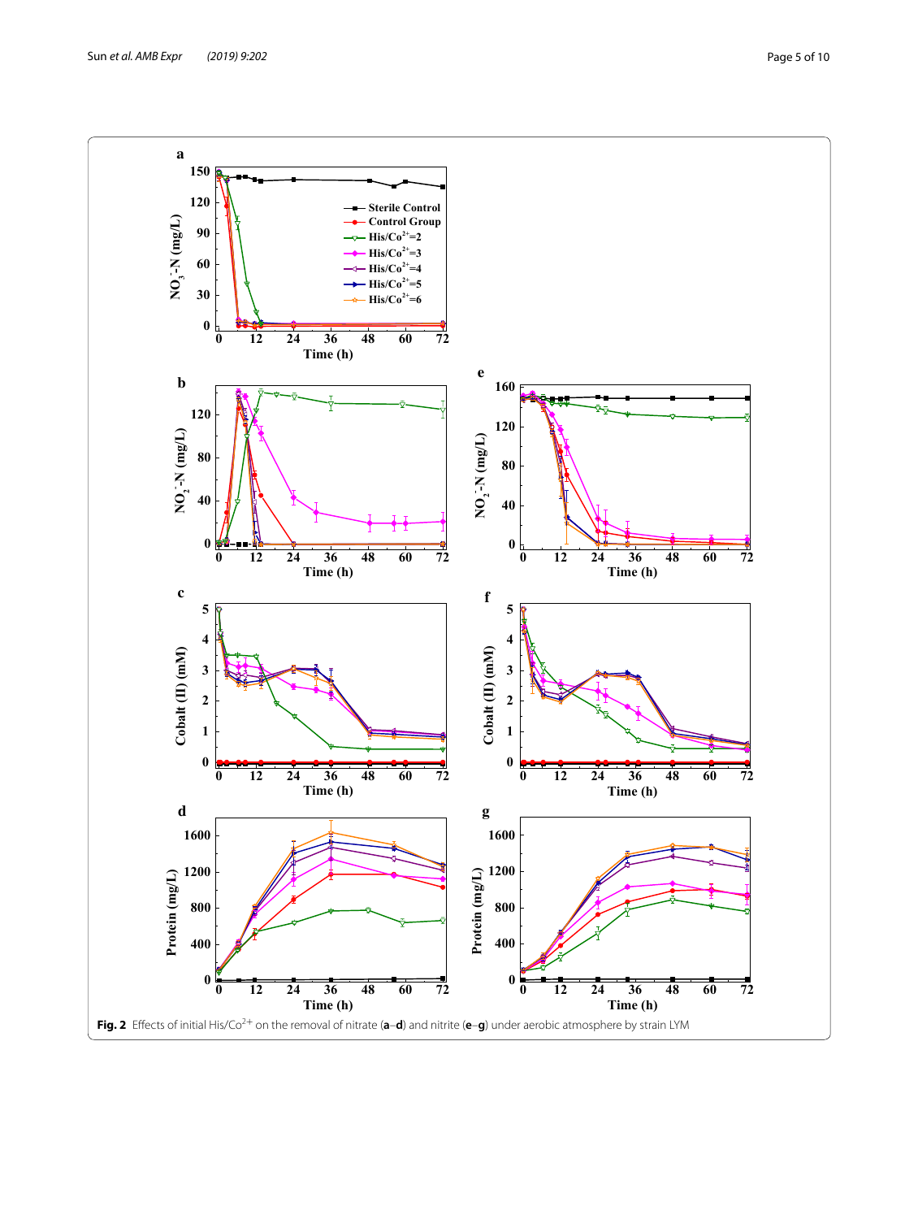**Fig. 2** Effects of initial His/$Co^{2+}$ on the removal of nitrate (**a**–**d**) and nitrite (**e**–**g**) under aerobic atmosphere by strain LYM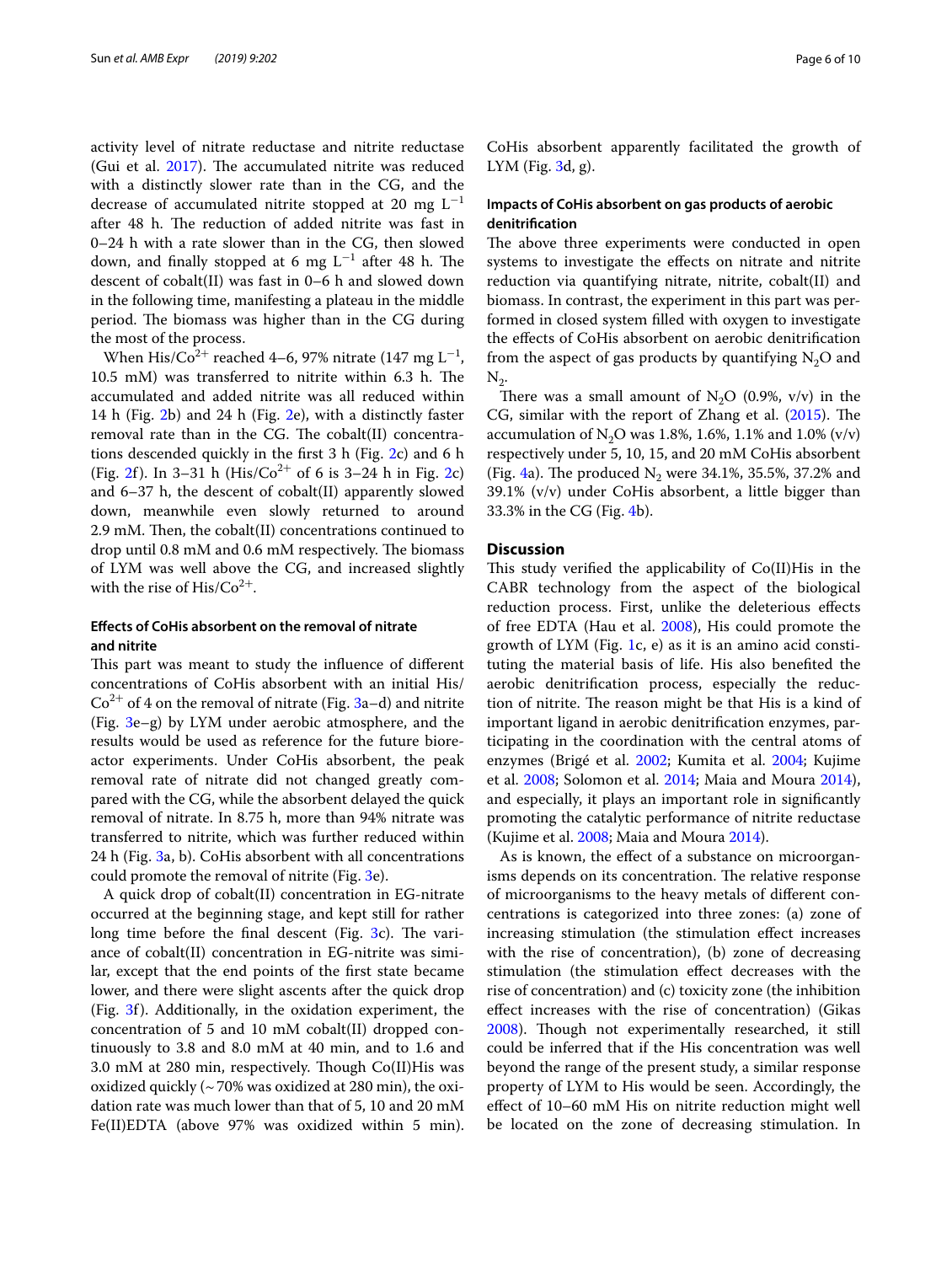activity level of nitrate reductase and nitrite reductase (Gui et al. 2017). The accumulated nitrite was reduced with a distinctly slower rate than in the CG, and the decrease of accumulated nitrite stopped at 20 mg $L^{-1}$ after 48 h. The reduction of added nitrite was fast in 0–24 h with a rate slower than in the CG, then slowed down, and finally stopped at 6 mg $L^{-1}$ after 48 h. The descent of cobalt(II) was fast in 0–6 h and slowed down in the following time, manifesting a plateau in the middle period. The biomass was higher than in the CG during the most of the process.

When His/$Co^{2+}$ reached 4–6, 97% nitrate (147 mg $L^{-1}$, 10.5 mM) was transferred to nitrite within 6.3 h. The accumulated and added nitrite was all reduced within 14 h (Fig. 2b) and 24 h (Fig. 2e), with a distinctly faster removal rate than in the CG. The cobalt(II) concentrations descended quickly in the first 3 h (Fig. 2c) and 6 h (Fig. 2f). In 3–31 h (His/$Co^{2+}$ of 6 is 3–24 h in Fig. 2c) and 6–37 h, the descent of cobalt(II) apparently slowed down, meanwhile even slowly returned to around 2.9 mM. Then, the cobalt(II) concentrations continued to drop until 0.8 mM and 0.6 mM respectively. The biomass of LYM was well above the CG, and increased slightly with the rise of His/$Co^{2+}$.

### Effects of CoHis absorbent on the removal of nitrate and nitrite

This part was meant to study the influence of different concentrations of CoHis absorbent with an initial His/$Co^{2+}$ of 4 on the removal of nitrate (Fig. 3a–d) and nitrite (Fig. 3e–g) by LYM under aerobic atmosphere, and the results would be used as reference for the future bioreactor experiments. Under CoHis absorbent, the peak removal rate of nitrate did not changed greatly compared with the CG, while the absorbent delayed the quick removal of nitrate. In 8.75 h, more than 94% nitrate was transferred to nitrite, which was further reduced within 24 h (Fig. 3a, b). CoHis absorbent with all concentrations could promote the removal of nitrite (Fig. 3e).

A quick drop of cobalt(II) concentration in EG-nitrate occurred at the beginning stage, and kept still for rather long time before the final descent (Fig. 3c). The variance of cobalt(II) concentration in EG-nitrite was similar, except that the end points of the first state became lower, and there were slight ascents after the quick drop (Fig. 3f). Additionally, in the oxidation experiment, the concentration of 5 and 10 mM cobalt(II) dropped continuously to 3.8 and 8.0 mM at 40 min, and to 1.6 and 3.0 mM at 280 min, respectively. Though Co(II)His was oxidized quickly (~ 70% was oxidized at 280 min), the oxidation rate was much lower than that of 5, 10 and 20 mM Fe(II)EDTA (above 97% was oxidized within 5 min). CoHis absorbent apparently facilitated the growth of LYM (Fig. 3d, g).

### Impacts of CoHis absorbent on gas products of aerobic denitrification

The above three experiments were conducted in open systems to investigate the effects on nitrate and nitrite reduction via quantifying nitrate, nitrite, cobalt(II) and biomass. In contrast, the experiment in this part was performed in closed system filled with oxygen to investigate the effects of CoHis absorbent on aerobic denitrification from the aspect of gas products by quantifying $N_2O$ and $N_2$.

There was a small amount of $N_2O$ (0.9%, v/v) in the CG, similar with the report of Zhang et al. (2015). The accumulation of $N_2O$ was 1.8%, 1.6%, 1.1% and 1.0% (v/v) respectively under 5, 10, 15, and 20 mM CoHis absorbent (Fig. 4a). The produced $N_2$ were 34.1%, 35.5%, 37.2% and 39.1% (v/v) under CoHis absorbent, a little bigger than 33.3% in the CG (Fig. 4b).

## Discussion

This study verified the applicability of Co(II)His in the CABR technology from the aspect of the biological reduction process. First, unlike the deleterious effects of free EDTA (Hau et al. 2008), His could promote the growth of LYM (Fig. 1c, e) as it is an amino acid constituting the material basis of life. His also benefited the aerobic denitrification process, especially the reduction of nitrite. The reason might be that His is a kind of important ligand in aerobic denitrification enzymes, participating in the coordination with the central atoms of enzymes (Brigé et al. 2002; Kumita et al. 2004; Kujime et al. 2008; Solomon et al. 2014; Maia and Moura 2014), and especially, it plays an important role in significantly promoting the catalytic performance of nitrite reductase (Kujime et al. 2008; Maia and Moura 2014).

As is known, the effect of a substance on microorganisms depends on its concentration. The relative response of microorganisms to the heavy metals of different concentrations is categorized into three zones: (a) zone of increasing stimulation (the stimulation effect increases with the rise of concentration), (b) zone of decreasing stimulation (the stimulation effect decreases with the rise of concentration) and (c) toxicity zone (the inhibition effect increases with the rise of concentration) (Gikas 2008). Though not experimentally researched, it still could be inferred that if the His concentration was well beyond the range of the present study, a similar response property of LYM to His would be seen. Accordingly, the effect of 10–60 mM His on nitrite reduction might well be located on the zone of decreasing stimulation. In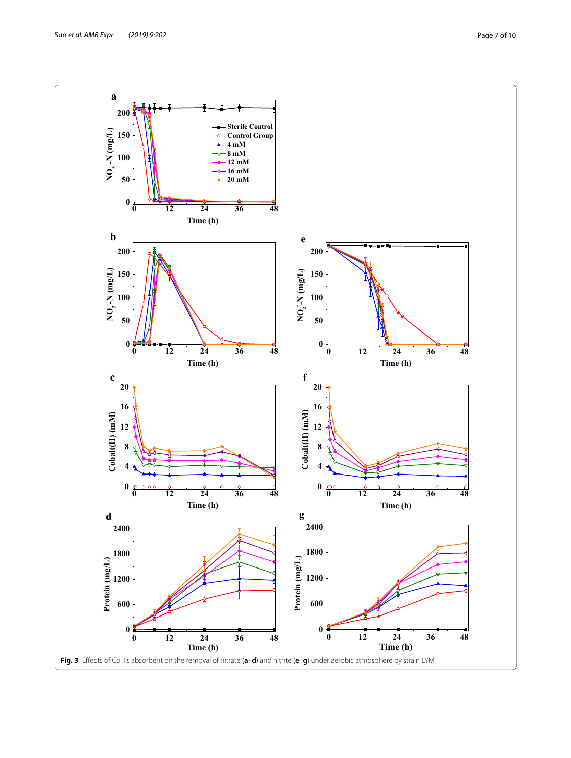**Fig. 3** Effects of CoHis absorbent on the removal of nitrate (**a**–**d**) and nitrite (**e**–**g**) under aerobic atmosphere by strain LYM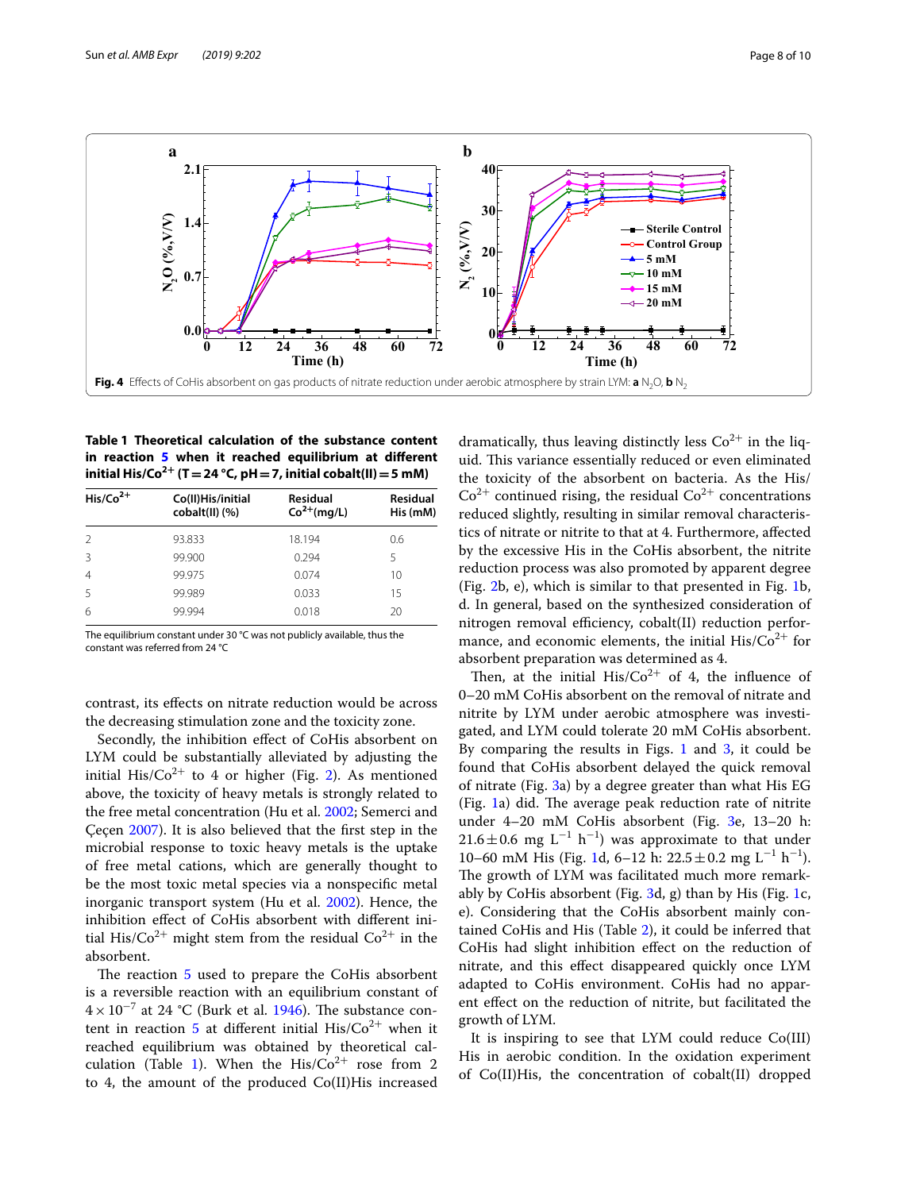Fig. 4 Effects of CoHis absorbent on gas products of nitrate reduction under aerobic atmosphere by strain LYM: **a** $N_2O$, **b** $N_2$

**Table 1 Theoretical calculation of the substance content in reaction 5 when it reached equilibrium at different initial His/$Co^{2+}$ (T = 24 °C, pH = 7, initial cobalt(II) = 5 mM)**

| His/$Co^{2+}$ | Co(II)His/initial cobalt(II) (%) | Residual $Co^{2+}$(mg/L) | Residual His (mM) |
|---|---|---|---|
| 2 | 93.833 | 18.194 | 0.6 |
| 3 | 99.900 | 0.294 | 5 |
| 4 | 99.975 | 0.074 | 10 |
| 5 | 99.989 | 0.033 | 15 |
| 6 | 99.994 | 0.018 | 20 |

The equilibrium constant under 30 °C was not publicly available, thus the constant was referred from 24 °C

contrast, its effects on nitrate reduction would be across the decreasing stimulation zone and the toxicity zone.

Secondly, the inhibition effect of CoHis absorbent on LYM could be substantially alleviated by adjusting the initial His/$Co^{2+}$ to 4 or higher (Fig. 2). As mentioned above, the toxicity of heavy metals is strongly related to the free metal concentration (Hu et al. 2002; Semerci and Çeçen 2007). It is also believed that the first step in the microbial response to toxic heavy metals is the uptake of free metal cations, which are generally thought to be the most toxic metal species via a nonspecific metal inorganic transport system (Hu et al. 2002). Hence, the inhibition effect of CoHis absorbent with different initial His/$Co^{2+}$ might stem from the residual $Co^{2+}$ in the absorbent.

The reaction 5 used to prepare the CoHis absorbent is a reversible reaction with an equilibrium constant of $4 \times 10^{-7}$ at 24 °C (Burk et al. 1946). The substance content in reaction 5 at different initial His/$Co^{2+}$ when it reached equilibrium was obtained by theoretical calculation (Table 1). When the His/$Co^{2+}$ rose from 2 to 4, the amount of the produced Co(II)His increased dramatically, thus leaving distinctly less $Co^{2+}$ in the liquid. This variance essentially reduced or even eliminated the toxicity of the absorbent on bacteria. As the His/$Co^{2+}$ continued rising, the residual $Co^{2+}$ concentrations reduced slightly, resulting in similar removal characteristics of nitrate or nitrite to that at 4. Furthermore, affected by the excessive His in the CoHis absorbent, the nitrite reduction process was also promoted by apparent degree (Fig. 2b, e), which is similar to that presented in Fig. 1b, d. In general, based on the synthesized consideration of nitrogen removal efficiency, cobalt(II) reduction performance, and economic elements, the initial His/$Co^{2+}$ for absorbent preparation was determined as 4.

Then, at the initial His/$Co^{2+}$ of 4, the influence of 0–20 mM CoHis absorbent on the removal of nitrate and nitrite by LYM under aerobic atmosphere was investigated, and LYM could tolerate 20 mM CoHis absorbent. By comparing the results in Figs. 1 and 3, it could be found that CoHis absorbent delayed the quick removal of nitrate (Fig. 3a) by a degree greater than what His EG (Fig. 1a) did. The average peak reduction rate of nitrite under 4–20 mM CoHis absorbent (Fig. 3e, 13–20 h: $21.6 \pm 0.6$ mg $L^{-1}$ $h^{-1}$) was approximate to that under 10–60 mM His (Fig. 1d, 6–12 h: $22.5 \pm 0.2$ mg $L^{-1}$ $h^{-1}$). The growth of LYM was facilitated much more remarkably by CoHis absorbent (Fig. 3d, g) than by His (Fig. 1c, e). Considering that the CoHis absorbent mainly contained CoHis and His (Table 2), it could be inferred that CoHis had slight inhibition effect on the reduction of nitrate, and this effect disappeared quickly once LYM adapted to CoHis environment. CoHis had no apparent effect on the reduction of nitrite, but facilitated the growth of LYM.

It is inspiring to see that LYM could reduce Co(III) His in aerobic condition. In the oxidation experiment of Co(II)His, the concentration of cobalt(II) dropped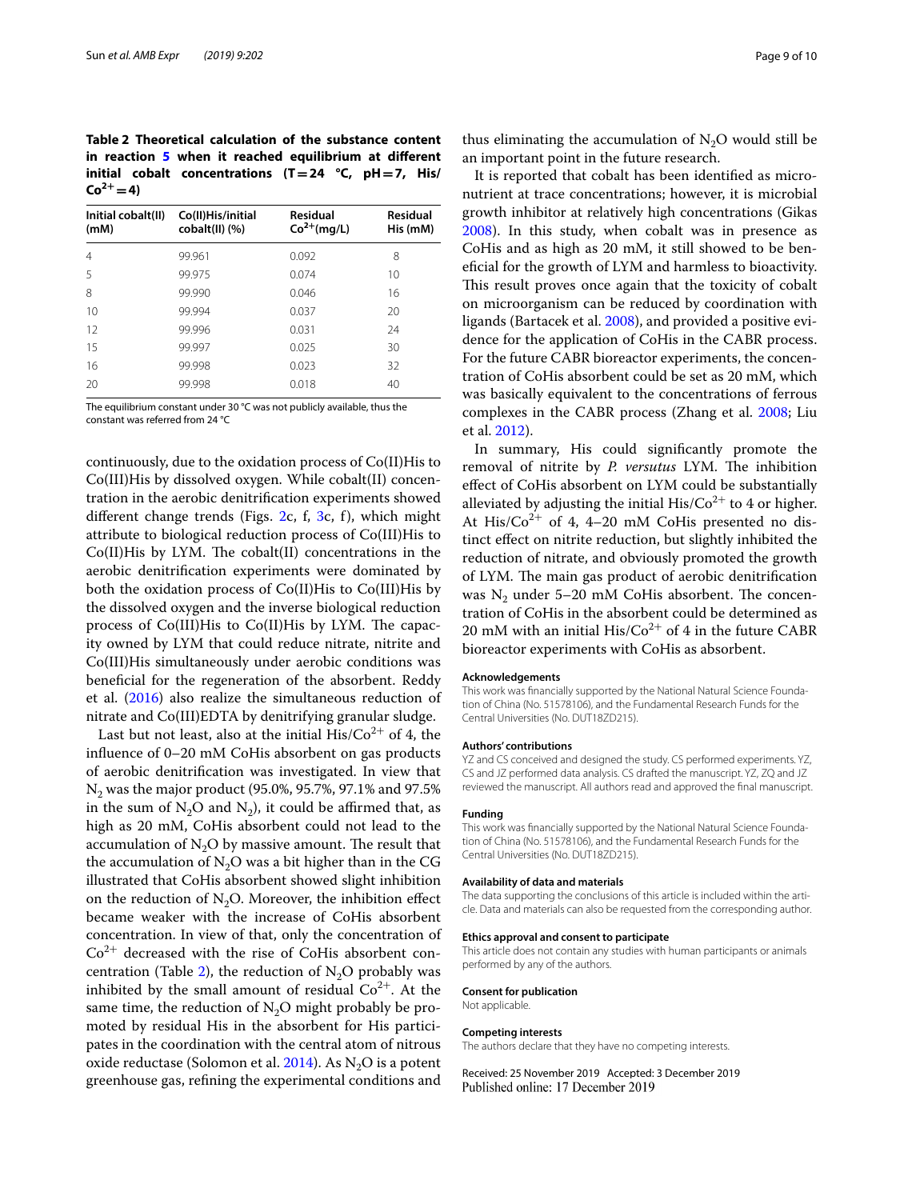**Table 2 Theoretical calculation of the substance content in reaction 5 when it reached equilibrium at different initial cobalt concentrations (T = 24 °C, pH = 7, His/$Co^{2+}$ = 4)**

| Initial cobalt(II) (mM) | Co(II)His/initial cobalt(II) (%) | Residual $Co^{2+}$(mg/L) | Residual His (mM) |
|---|---|---|---|
| 4 | 99.961 | 0.092 | 8 |
| 5 | 99.975 | 0.074 | 10 |
| 8 | 99.990 | 0.046 | 16 |
| 10 | 99.994 | 0.037 | 20 |
| 12 | 99.996 | 0.031 | 24 |
| 15 | 99.997 | 0.025 | 30 |
| 16 | 99.998 | 0.023 | 32 |
| 20 | 99.998 | 0.018 | 40 |

The equilibrium constant under 30 °C was not publicly available, thus the constant was referred from 24 °C

continuously, due to the oxidation process of Co(II)His to Co(III)His by dissolved oxygen. While cobalt(II) concentration in the aerobic denitrification experiments showed different change trends (Figs. 2c, f, 3c, f), which might attribute to biological reduction process of Co(III)His to Co(II)His by LYM. The cobalt(II) concentrations in the aerobic denitrification experiments were dominated by both the oxidation process of Co(II)His to Co(III)His by the dissolved oxygen and the inverse biological reduction process of Co(III)His to Co(II)His by LYM. The capacity owned by LYM that could reduce nitrate, nitrite and Co(III)His simultaneously under aerobic conditions was beneficial for the regeneration of the absorbent. Reddy et al. (2016) also realize the simultaneous reduction of nitrate and Co(III)EDTA by denitrifying granular sludge.

Last but not least, also at the initial His/$Co^{2+}$ of 4, the influence of 0–20 mM CoHis absorbent on gas products of aerobic denitrification was investigated. In view that $N_2$ was the major product (95.0%, 95.7%, 97.1% and 97.5% in the sum of $N_2O$ and $N_2$), it could be affirmed that, as high as 20 mM, CoHis absorbent could not lead to the accumulation of $N_2O$ by massive amount. The result that the accumulation of $N_2O$ was a bit higher than in the CG illustrated that CoHis absorbent showed slight inhibition on the reduction of $N_2O$. Moreover, the inhibition effect became weaker with the increase of CoHis absorbent concentration. In view of that, only the concentration of $Co^{2+}$ decreased with the rise of CoHis absorbent concentration (Table 2), the reduction of $N_2O$ probably was inhibited by the small amount of residual $Co^{2+}$. At the same time, the reduction of $N_2O$ might probably be promoted by residual His in the absorbent for His participates in the coordination with the central atom of nitrous oxide reductase (Solomon et al. 2014). As $N_2O$ is a potent greenhouse gas, refining the experimental conditions and thus eliminating the accumulation of $N_2O$ would still be an important point in the future research.

It is reported that cobalt has been identified as micronutrient at trace concentrations; however, it is microbial growth inhibitor at relatively high concentrations (Gikas 2008). In this study, when cobalt was in presence as CoHis and as high as 20 mM, it still showed to be beneficial for the growth of LYM and harmless to bioactivity. This result proves once again that the toxicity of cobalt on microorganism can be reduced by coordination with ligands (Bartacek et al. 2008), and provided a positive evidence for the application of CoHis in the CABR process. For the future CABR bioreactor experiments, the concentration of CoHis absorbent could be set as 20 mM, which was basically equivalent to the concentrations of ferrous complexes in the CABR process (Zhang et al. 2008; Liu et al. 2012).

In summary, His could significantly promote the removal of nitrite by *P. versutus* LYM. The inhibition effect of CoHis absorbent on LYM could be substantially alleviated by adjusting the initial His/$Co^{2+}$ to 4 or higher. At His/$Co^{2+}$ of 4, 4–20 mM CoHis presented no distinct effect on nitrite reduction, but slightly inhibited the reduction of nitrate, and obviously promoted the growth of LYM. The main gas product of aerobic denitrification was $N_2$ under 5–20 mM CoHis absorbent. The concentration of CoHis in the absorbent could be determined as 20 mM with an initial His/$Co^{2+}$ of 4 in the future CABR bioreactor experiments with CoHis as absorbent.

#### Acknowledgements
This work was financially supported by the National Natural Science Foundation of China (No. 51578106), and the Fundamental Research Funds for the Central Universities (No. DUT18ZD215).

#### Authors' contributions
YZ and CS conceived and designed the study. CS performed experiments. YZ, CS and JZ performed data analysis. CS drafted the manuscript. YZ, ZQ and JZ reviewed the manuscript. All authors read and approved the final manuscript.

#### Funding
This work was financially supported by the National Natural Science Foundation of China (No. 51578106), and the Fundamental Research Funds for the Central Universities (No. DUT18ZD215).

#### Availability of data and materials
The data supporting the conclusions of this article is included within the article. Data and materials can also be requested from the corresponding author.

#### Ethics approval and consent to participate
This article does not contain any studies with human participants or animals performed by any of the authors.

#### Consent for publication
Not applicable.

#### Competing interests
The authors declare that they have no competing interests.

Received: 25 November 2019 Accepted: 3 December 2019
Published online: 17 December 2019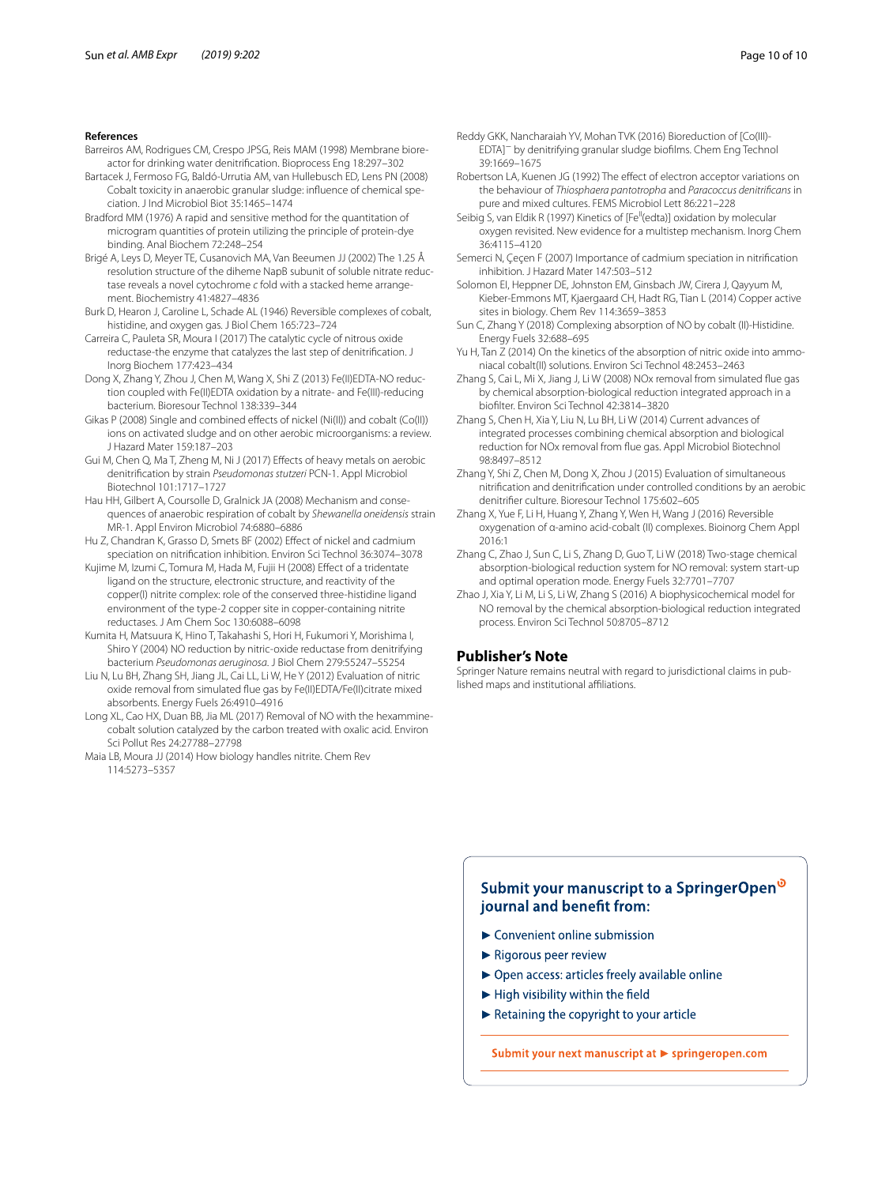## References

Barreiros AM, Rodrigues CM, Crespo JPSG, Reis MAM (1998) Membrane bioreactor for drinking water denitrification. Bioprocess Eng 18:297–302

Bartacek J, Fermoso FG, Baldó-Urrutia AM, van Hullebusch ED, Lens PN (2008) Cobalt toxicity in anaerobic granular sludge: influence of chemical speciation. J Ind Microbiol Biot 35:1465–1474

Bradford MM (1976) A rapid and sensitive method for the quantitation of microgram quantities of protein utilizing the principle of protein-dye binding. Anal Biochem 72:248–254

Brigé A, Leys D, Meyer TE, Cusanovich MA, Van Beeumen JJ (2002) The 1.25 Å resolution structure of the diheme NapB subunit of soluble nitrate reductase reveals a novel cytochrome c fold with a stacked heme arrangement. Biochemistry 41:4827–4836

Burk D, Hearon J, Caroline L, Schade AL (1946) Reversible complexes of cobalt, histidine, and oxygen gas. J Biol Chem 165:723–724

Carreira C, Pauleta SR, Moura I (2017) The catalytic cycle of nitrous oxide reductase-the enzyme that catalyzes the last step of denitrification. J Inorg Biochem 177:423–434

Dong X, Zhang Y, Zhou J, Chen M, Wang X, Shi Z (2013) Fe(II)EDTA-NO reduction coupled with Fe(II)EDTA oxidation by a nitrate- and Fe(III)-reducing bacterium. Bioresour Technol 138:339–344

Gikas P (2008) Single and combined effects of nickel (Ni(II)) and cobalt (Co(II)) ions on activated sludge and on other aerobic microorganisms: a review. J Hazard Mater 159:187–203

Gui M, Chen Q, Ma T, Zheng M, Ni J (2017) Effects of heavy metals on aerobic denitrification by strain *Pseudomonas stutzeri* PCN-1. Appl Microbiol Biotechnol 101:1717–1727

Hau HH, Gilbert A, Coursolle D, Gralnick JA (2008) Mechanism and consequences of anaerobic respiration of cobalt by *Shewanella oneidensis* strain MR-1. Appl Environ Microbiol 74:6880–6886

Hu Z, Chandran K, Grasso D, Smets BF (2002) Effect of nickel and cadmium speciation on nitrification inhibition. Environ Sci Technol 36:3074–3078

Kujime M, Izumi C, Tomura M, Hada M, Fujii H (2008) Effect of a tridentate ligand on the structure, electronic structure, and reactivity of the copper(I) nitrite complex: role of the conserved three-histidine ligand environment of the type-2 copper site in copper-containing nitrite reductases. J Am Chem Soc 130:6088–6098

Kumita H, Matsuura K, Hino T, Takahashi S, Hori H, Fukumori Y, Morishima I, Shiro Y (2004) NO reduction by nitric-oxide reductase from denitrifying bacterium *Pseudomonas aeruginosa*. J Biol Chem 279:55247–55254

Liu N, Lu BH, Zhang SH, Jiang JL, Cai LL, Li W, He Y (2012) Evaluation of nitric oxide removal from simulated flue gas by Fe(II)EDTA/Fe(II)citrate mixed absorbents. Energy Fuels 26:4910–4916

Long XL, Cao HX, Duan BB, Jia ML (2017) Removal of NO with the hexammine-cobalt solution catalyzed by the carbon treated with oxalic acid. Environ Sci Pollut Res 24:27788–27798

Maia LB, Moura JJ (2014) How biology handles nitrite. Chem Rev 114:5273–5357

Reddy GKK, Nancharaiah YV, Mohan TVK (2016) Bioreduction of [Co(III)-EDTA]$^{-}$ by denitrifying granular sludge biofilms. Chem Eng Technol 39:1669–1675

Robertson LA, Kuenen JG (1992) The effect of electron acceptor variations on the behaviour of *Thiosphaera pantotropha* and *Paracoccus denitrificans* in pure and mixed cultures. FEMS Microbiol Lett 86:221–228

Seibig S, van Eldik R (1997) Kinetics of [Fe$^{II}$(edta)] oxidation by molecular oxygen revisited. New evidence for a multistep mechanism. Inorg Chem 36:4115–4120

Semerci N, Çeçen F (2007) Importance of cadmium speciation in nitrification inhibition. J Hazard Mater 147:503–512

Solomon EI, Heppner DE, Johnston EM, Ginsbach JW, Cirera J, Qayyum M, Kieber-Emmons MT, Kjaergaard CH, Hadt RG, Tian L (2014) Copper active sites in biology. Chem Rev 114:3659–3853

Sun C, Zhang Y (2018) Complexing absorption of NO by cobalt (II)-Histidine. Energy Fuels 32:688–695

Yu H, Tan Z (2014) On the kinetics of the absorption of nitric oxide into ammoniacal cobalt(II) solutions. Environ Sci Technol 48:2453–2463

Zhang S, Cai L, Mi X, Jiang J, Li W (2008) NOx removal from simulated flue gas by chemical absorption-biological reduction integrated approach in a biofilter. Environ Sci Technol 42:3814–3820

Zhang S, Chen H, Xia Y, Liu N, Lu BH, Li W (2014) Current advances of integrated processes combining chemical absorption and biological reduction for NOx removal from flue gas. Appl Microbiol Biotechnol 98:8497–8512

Zhang Y, Shi Z, Chen M, Dong X, Zhou J (2015) Evaluation of simultaneous nitrification and denitrification under controlled conditions by an aerobic denitrifier culture. Bioresour Technol 175:602–605

Zhang X, Yue F, Li H, Huang Y, Zhang Y, Wen H, Wang J (2016) Reversible oxygenation of α-amino acid-cobalt (II) complexes. Bioinorg Chem Appl 2016:1

Zhang C, Zhao J, Sun C, Li S, Zhang D, Guo T, Li W (2018) Two-stage chemical absorption-biological reduction system for NO removal: system start-up and optimal operation mode. Energy Fuels 32:7701–7707

Zhao J, Xia Y, Li M, Li S, Li W, Zhang S (2016) A biophysicochemical model for NO removal by the chemical absorption-biological reduction integrated process. Environ Sci Technol 50:8705–8712

## Publisher's Note

Springer Nature remains neutral with regard to jurisdictional claims in published maps and institutional affiliations.